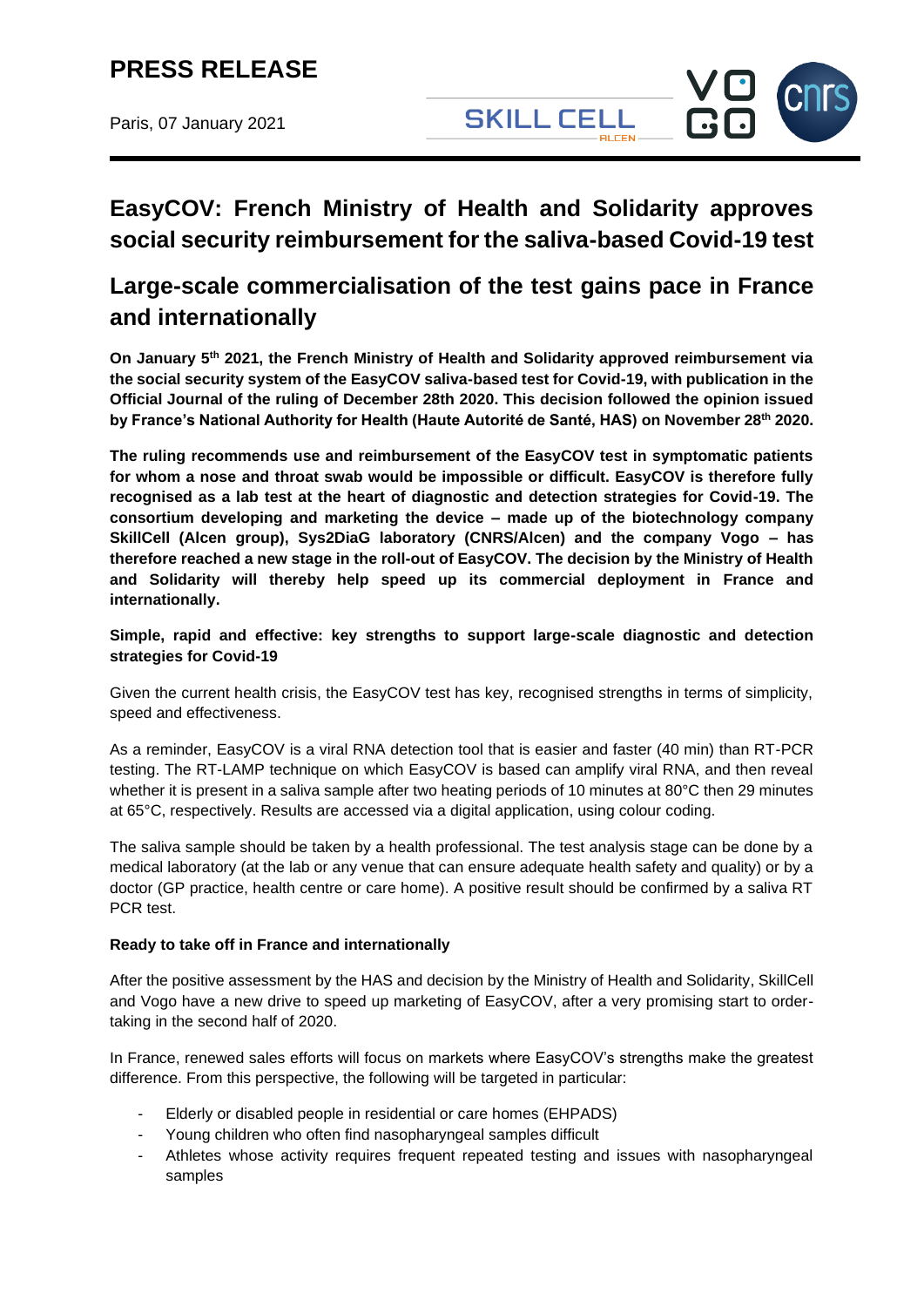# PRESS RELEASE

Paris, 07 January 2021

## EasyCOV: French Ministry of Health and Solidarity approves social security reimbursement for the saliva-based Covid-19 test

## Large-scale commercialisation of the test gains pace in France and internationally

**On January 5th 2021, the French Ministry of Health and Solidarity approved reimbursement via the social security system of the EasyCOV saliva-based test for Covid-19, with publication in the Official Journal of the ruling of December 28th 2020. This decision followed the opinion issued by France's National Authority for Health (Haute Autorité de Santé, HAS) on November 28th 2020.**

**The ruling recommends use and reimbursement of the EasyCOV test in symptomatic patients for whom a nose and throat swab would be impossible or difficult. EasyCOV is therefore fully recognised as a lab test at the heart of diagnostic and detection strategies for Covid-19. The consortium developing and marketing the device – made up of the biotechnology company SkillCell (Alcen group), Sys2DiaG laboratory (CNRS/Alcen) and the company Vogo – has therefore reached a new stage in the roll-out of EasyCOV. The decision by the Ministry of Health and Solidarity will thereby help speed up its commercial deployment in France and internationally.**

**Simple, rapid and effective: key strengths to support large-scale diagnostic and detection strategies for Covid-19**

Given the current health crisis, the EasyCOV test has key, recognised strengths in terms of simplicity, speed and effectiveness.

As a reminder, EasyCOV is a viral RNA detection tool that is easier and faster (40 min) than RT-PCR testing. The RT-LAMP technique on which EasyCOV is based can amplify viral RNA, and then reveal whether it is present in a saliva sample after two heating periods of 10 minutes at 80°C then 29 minutes at 65°C, respectively. Results are accessed via a digital application, using colour coding.

The saliva sample should be taken by a health professional. The test analysis stage can be done by a medical laboratory (at the lab or any venue that can ensure adequate health safety and quality) or by a doctor (GP practice, health centre or care home). A positive result should be confirmed by a saliva RT PCR test.

**Ready to take off in France and internationally**

After the positive assessment by the HAS and decision by the Ministry of Health and Solidarity, SkillCell and Vogo have a new drive to speed up marketing of EasyCOV, after a very promising start to order-taking in the second half of 2020.

In France, renewed sales efforts will focus on markets where EasyCOV's strengths make the greatest difference. From this perspective, the following will be targeted in particular:

- Elderly or disabled people in residential or care homes (EHPADS)
- Young children who often find nasopharyngeal samples difficult
- Athletes whose activity requires frequent repeated testing and issues with nasopharyngeal samples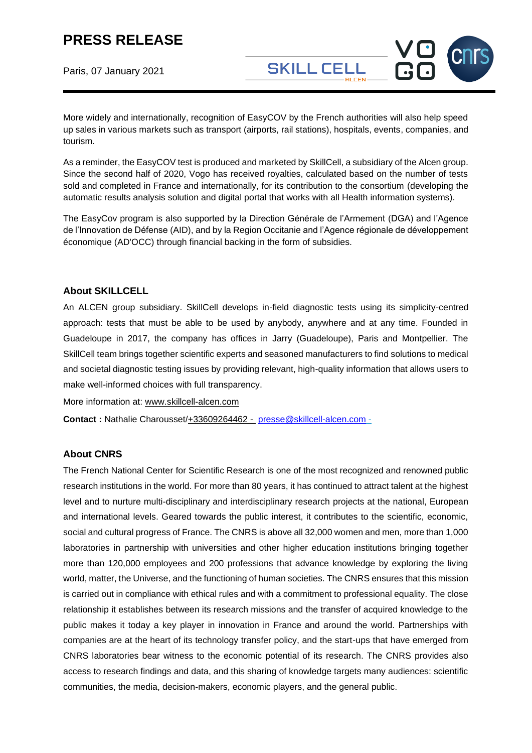More widely and internationally, recognition of EasyCOV by the French authorities will also help speed up sales in various markets such as transport (airports, rail stations), hospitals, events, companies, and tourism.

As a reminder, the EasyCOV test is produced and marketed by SkillCell, a subsidiary of the Alcen group. Since the second half of 2020, Vogo has received royalties, calculated based on the number of tests sold and completed in France and internationally, for its contribution to the consortium (developing the automatic results analysis solution and digital portal that works with all Health information systems).

The EasyCov program is also supported by la Direction Générale de l'Armement (DGA) and l'Agence de l'Innovation de Défense (AID), and by la Region Occitanie and l'Agence régionale de développement économique (AD'OCC) through financial backing in the form of subsidies.

## About SKILLCELL

An ALCEN group subsidiary. SkillCell develops in-field diagnostic tests using its simplicity-centred approach: tests that must be able to be used by anybody, anywhere and at any time. Founded in Guadeloupe in 2017, the company has offices in Jarry (Guadeloupe), Paris and Montpellier. The SkillCell team brings together scientific experts and seasoned manufacturers to find solutions to medical and societal diagnostic testing issues by providing relevant, high-quality information that allows users to make well-informed choices with full transparency.

More information at: www.skillcell-alcen.com

**Contact :** Nathalie Charousset/+33609264462 - presse@skillcell-alcen.com -

## About CNRS

The French National Center for Scientific Research is one of the most recognized and renowned public research institutions in the world. For more than 80 years, it has continued to attract talent at the highest level and to nurture multi-disciplinary and interdisciplinary research projects at the national, European and international levels. Geared towards the public interest, it contributes to the scientific, economic, social and cultural progress of France. The CNRS is above all 32,000 women and men, more than 1,000 laboratories in partnership with universities and other higher education institutions bringing together more than 120,000 employees and 200 professions that advance knowledge by exploring the living world, matter, the Universe, and the functioning of human societies. The CNRS ensures that this mission is carried out in compliance with ethical rules and with a commitment to professional equality. The close relationship it establishes between its research missions and the transfer of acquired knowledge to the public makes it today a key player in innovation in France and around the world. Partnerships with companies are at the heart of its technology transfer policy, and the start-ups that have emerged from CNRS laboratories bear witness to the economic potential of its research. The CNRS provides also access to research findings and data, and this sharing of knowledge targets many audiences: scientific communities, the media, decision-makers, economic players, and the general public.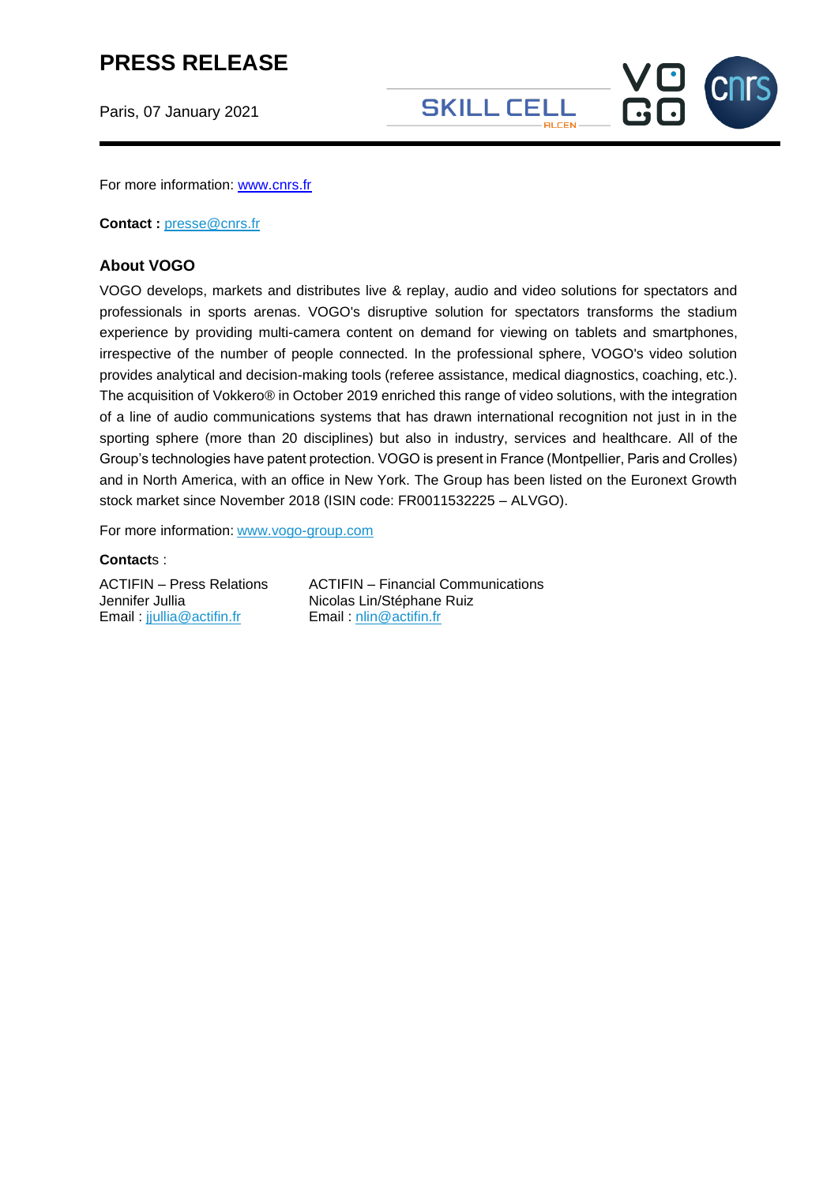# PRESS RELEASE

Paris, 07 January 2021

For more information: www.cnrs.fr

**Contact :** presse@cnrs.fr

### About VOGO

VOGO develops, markets and distributes live & replay, audio and video solutions for spectators and professionals in sports arenas. VOGO's disruptive solution for spectators transforms the stadium experience by providing multi-camera content on demand for viewing on tablets and smartphones, irrespective of the number of people connected. In the professional sphere, VOGO's video solution provides analytical and decision-making tools (referee assistance, medical diagnostics, coaching, etc.). The acquisition of Vokkero® in October 2019 enriched this range of video solutions, with the integration of a line of audio communications systems that has drawn international recognition not just in in the sporting sphere (more than 20 disciplines) but also in industry, services and healthcare. All of the Group's technologies have patent protection. VOGO is present in France (Montpellier, Paris and Crolles) and in North America, with an office in New York. The Group has been listed on the Euronext Growth stock market since November 2018 (ISIN code: FR0011532225 – ALVGO).

For more information: www.vogo-group.com

**Contacts** :

ACTIFIN – Press Relations
Jennifer Jullia
Email : jjullia@actifin.fr

ACTIFIN – Financial Communications
Nicolas Lin/Stéphane Ruiz
Email : nlin@actifin.fr